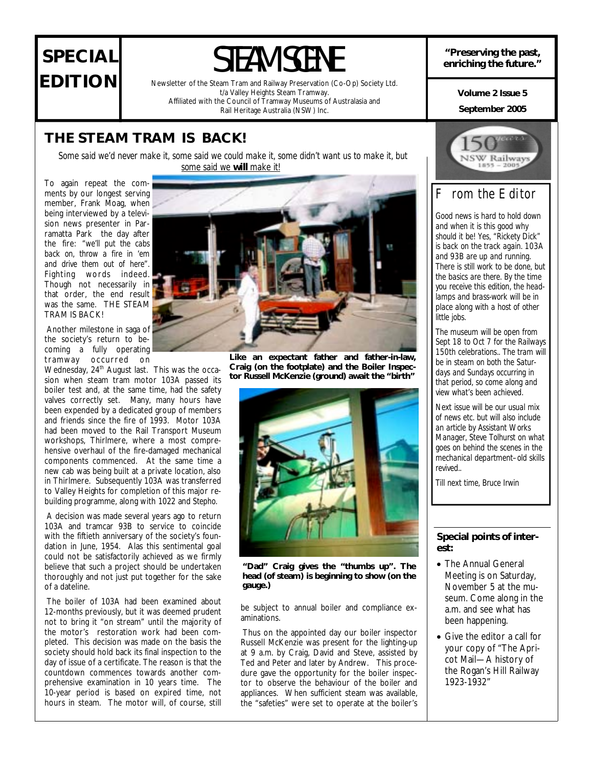**SPECIAL EDITION**

# STEAM SCENE

Newsletter of the Steam Tram and Railway Preservation (Co-Op) Society Ltd.
t/a Valley Heights Steam Tramway.
Affiliated with the Council of Tramway Museums of Australasia and
Rail Heritage Australia (NSW) Inc.

***"Preserving the past, enriching the future."***

**Volume 2 Issue 5**

**September 2005**

## THE STEAM TRAM IS BACK!

*Some said we'd never make it, some said we could make it, some didn't want us to make it, but* *some said we **will** make it!*

To again repeat the comments by our longest serving member, Frank Moag, when being interviewed by a television news presenter in Parramatta Park the day after the fire: "we'll put the cabs back on, throw a fire in 'em and drive them out of here". Fighting words indeed. Though not necessarily in that order, the end result was the same. THE STEAM TRAM IS BACK!

Another milestone in saga of the society's return to becoming a fully operating tramway occurred on Wednesday, 24th August last. This was the occasion when steam tram motor 103A passed its boiler test and, at the same time, had the safety valves correctly set. Many, many hours have been expended by a dedicated group of members and friends since the fire of 1993. Motor 103A had been moved to the Rail Transport Museum workshops, Thirlmere, where a most comprehensive overhaul of the fire-damaged mechanical components commenced. At the same time a new cab was being built at a private location, also in Thirlmere. Subsequently 103A was transferred to Valley Heights for completion of this major rebuilding programme, along with 1022 and *Stepho*.

**Like an expectant father and father-in-law, Craig (on the footplate) and the Boiler Inspector Russell McKenzie (ground) await the "birth"**

A decision was made several years ago to return 103A and tramcar 93B to service to coincide with the fiftieth anniversary of the society's foundation in June, 1954. Alas this sentimental goal could not be satisfactorily achieved as we firmly believe that such a project should be undertaken thoroughly and not just put together for the sake of a dateline.

The boiler of 103A had been examined about 12-months previously, but it was deemed prudent not to bring it "on stream" until the majority of the motor's restoration work had been completed. This decision was made on the basis the society should hold back its final inspection to the day of issue of a certificate. The reason is that the countdown commences towards another comprehensive examination in 10 years time. The 10-year period is based on expired time, not hours in steam. The motor will, of course, still be subject to annual boiler and compliance examinations.

**"Dad" Craig gives the "thumbs up". The head (of steam) is beginning to show (on the gauge.)**

Thus on the appointed day our boiler inspector Russell McKenzie was present for the lighting-up at 9 a.m. by Craig, David and Steve, assisted by Ted and Peter and later by Andrew. This procedure gave the opportunity for the boiler inspector to observe the behaviour of the boiler and appliances. When sufficient steam was available, the "safeties" were set to operate at the boiler's

150 years NSW Railways 1855 – 2005

## From the Editor

*Good news is hard to hold down and when it is this good why should it be! Yes, "Rickety Dick" is back on the track again. 103A and 93B are up and running. There is still work to be done, but the basics are there. By the time you receive this edition, the headlamps and brass-work will be in place along with a host of other little jobs.*

*The museum will be open from Sept 18 to Oct 7 for the Railways 150th celebrations.. The tram will be in steam on both the Saturdays and Sundays occurring in that period, so come along and view what's been achieved.*

*Next issue will be our usual mix of news etc. but will also include an article by Assistant Works Manager, Steve Tolhurst on what goes on behind the scenes in the mechanical department–old skills revived..*

*Till next time, Bruce Irwin*

### Special points of interest:

- The Annual General Meeting is on Saturday, November 5 at the museum. Come along in the a.m. and see what has been happening.
- Give the editor a call for your copy of "The Apricot Mail—A history of the Rogan's Hill Railway 1923-1932"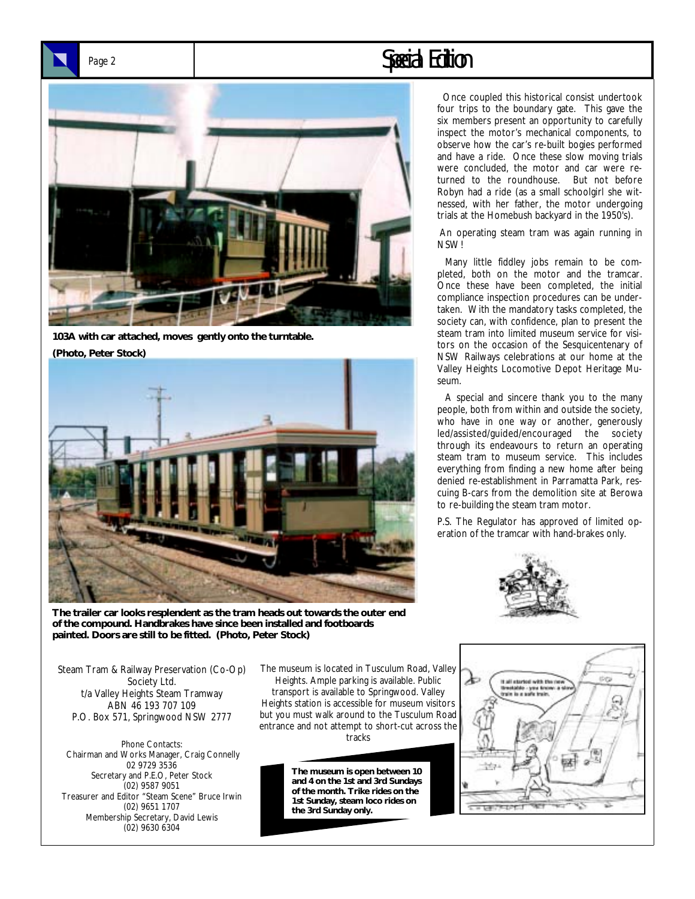103A with car attached, moves gently onto the turntable.

**(Photo, Peter Stock)**

**The trailer car looks resplendent as the tram heads out towards the outer end of the compound. Handbrakes have since been installed and footboards painted. Doors are still to be fitted. (Photo, Peter Stock)**

Once coupled this historical consist undertook four trips to the boundary gate. This gave the six members present an opportunity to carefully inspect the motor's mechanical components, to observe how the car's re-built bogies performed and have a ride. Once these slow moving trials were concluded, the motor and car were returned to the roundhouse. But not before Robyn had a ride (as a small schoolgirl she witnessed, with her father, the motor undergoing trials at the Homebush backyard in the 1950's).

An operating steam tram was again running in NSW!

Many little fiddley jobs remain to be completed, both on the motor and the tramcar. Once these have been completed, the initial compliance inspection procedures can be undertaken. With the mandatory tasks completed, the society can, with confidence, plan to present the steam tram into limited museum service for visitors on the occasion of the Sesquicentenary of NSW Railways celebrations at our home at the Valley Heights Locomotive Depot Heritage Museum.

A special and sincere thank you to the many people, both from within and outside the society, who have in one way or another, generously led/assisted/guided/encouraged the society through its endeavours to return an operating steam tram to museum service. This includes everything from finding a new home after being denied re-establishment in Parramatta Park, rescuing B-cars from the demolition site at Berowa to re-building the steam tram motor.

P.S. The Regulator has approved of limited operation of the tramcar with hand-brakes only.

Steam Tram & Railway Preservation (Co-Op) Society Ltd.
t/a Valley Heights Steam Tramway
ABN 46 193 707 109
P.O. Box 571, Springwood NSW 2777

Phone Contacts:
Chairman and Works Manager, Craig Connelly
02 9729 3536
Secretary and P.E.O, Peter Stock
(02) 9587 9051
Treasurer and Editor "Steam Scene" Bruce Irwin
(02) 9651 1707
Membership Secretary, David Lewis
(02) 9630 6304

The museum is located in Tusculum Road, Valley Heights. Ample parking is available. Public transport is available to Springwood. Valley Heights station is accessible for museum visitors but you must walk around to the Tusculum Road entrance and not attempt to short-cut across the tracks

**The museum is open between 10 and 4 on the 1st and 3rd Sundays of the month. Trike rides on the 1st Sunday, steam loco rides on the 3rd Sunday only.**